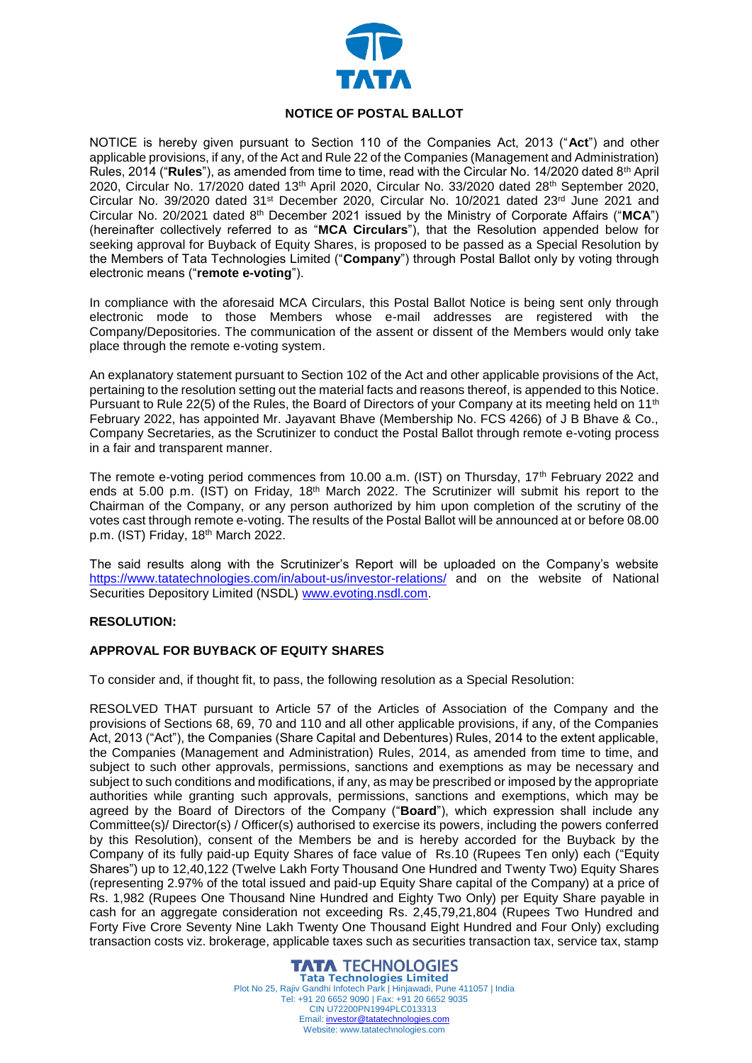# NOTICE OF POSTAL BALLOT

NOTICE is hereby given pursuant to Section 110 of the Companies Act, 2013 ("**Act**") and other applicable provisions, if any, of the Act and Rule 22 of the Companies (Management and Administration) Rules, 2014 ("**Rules**"), as amended from time to time, read with the Circular No. 14/2020 dated 8th April 2020, Circular No. 17/2020 dated 13th April 2020, Circular No. 33/2020 dated 28th September 2020, Circular No. 39/2020 dated 31st December 2020, Circular No. 10/2021 dated 23rd June 2021 and Circular No. 20/2021 dated 8th December 2021 issued by the Ministry of Corporate Affairs ("**MCA**") (hereinafter collectively referred to as "**MCA Circulars**"), that the Resolution appended below for seeking approval for Buyback of Equity Shares, is proposed to be passed as a Special Resolution by the Members of Tata Technologies Limited ("**Company**") through Postal Ballot only by voting through electronic means ("**remote e-voting**").

In compliance with the aforesaid MCA Circulars, this Postal Ballot Notice is being sent only through electronic mode to those Members whose e-mail addresses are registered with the Company/Depositories. The communication of the assent or dissent of the Members would only take place through the remote e-voting system.

An explanatory statement pursuant to Section 102 of the Act and other applicable provisions of the Act, pertaining to the resolution setting out the material facts and reasons thereof, is appended to this Notice. Pursuant to Rule 22(5) of the Rules, the Board of Directors of your Company at its meeting held on 11th February 2022, has appointed Mr. Jayavant Bhave (Membership No. FCS 4266) of J B Bhave & Co., Company Secretaries, as the Scrutinizer to conduct the Postal Ballot through remote e-voting process in a fair and transparent manner.

The remote e-voting period commences from 10.00 a.m. (IST) on Thursday, 17th February 2022 and ends at 5.00 p.m. (IST) on Friday, 18th March 2022. The Scrutinizer will submit his report to the Chairman of the Company, or any person authorized by him upon completion of the scrutiny of the votes cast through remote e-voting. The results of the Postal Ballot will be announced at or before 08.00 p.m. (IST) Friday, 18th March 2022.

The said results along with the Scrutinizer's Report will be uploaded on the Company's website https://www.tatatechnologies.com/in/about-us/investor-relations/ and on the website of National Securities Depository Limited (NSDL) www.evoting.nsdl.com.

## RESOLUTION:

### APPROVAL FOR BUYBACK OF EQUITY SHARES

To consider and, if thought fit, to pass, the following resolution as a Special Resolution:

RESOLVED THAT pursuant to Article 57 of the Articles of Association of the Company and the provisions of Sections 68, 69, 70 and 110 and all other applicable provisions, if any, of the Companies Act, 2013 ("Act"), the Companies (Share Capital and Debentures) Rules, 2014 to the extent applicable, the Companies (Management and Administration) Rules, 2014, as amended from time to time, and subject to such other approvals, permissions, sanctions and exemptions as may be necessary and subject to such conditions and modifications, if any, as may be prescribed or imposed by the appropriate authorities while granting such approvals, permissions, sanctions and exemptions, which may be agreed by the Board of Directors of the Company ("**Board**"), which expression shall include any Committee(s)/ Director(s) / Officer(s) authorised to exercise its powers, including the powers conferred by this Resolution), consent of the Members be and is hereby accorded for the Buyback by the Company of its fully paid-up Equity Shares of face value of Rs.10 (Rupees Ten only) each ("Equity Shares") up to 12,40,122 (Twelve Lakh Forty Thousand One Hundred and Twenty Two) Equity Shares (representing 2.97% of the total issued and paid-up Equity Share capital of the Company) at a price of Rs. 1,982 (Rupees One Thousand Nine Hundred and Eighty Two Only) per Equity Share payable in cash for an aggregate consideration not exceeding Rs. 2,45,79,21,804 (Rupees Two Hundred and Forty Five Crore Seventy Nine Lakh Twenty One Thousand Eight Hundred and Four Only) excluding transaction costs viz. brokerage, applicable taxes such as securities transaction tax, service tax, stamp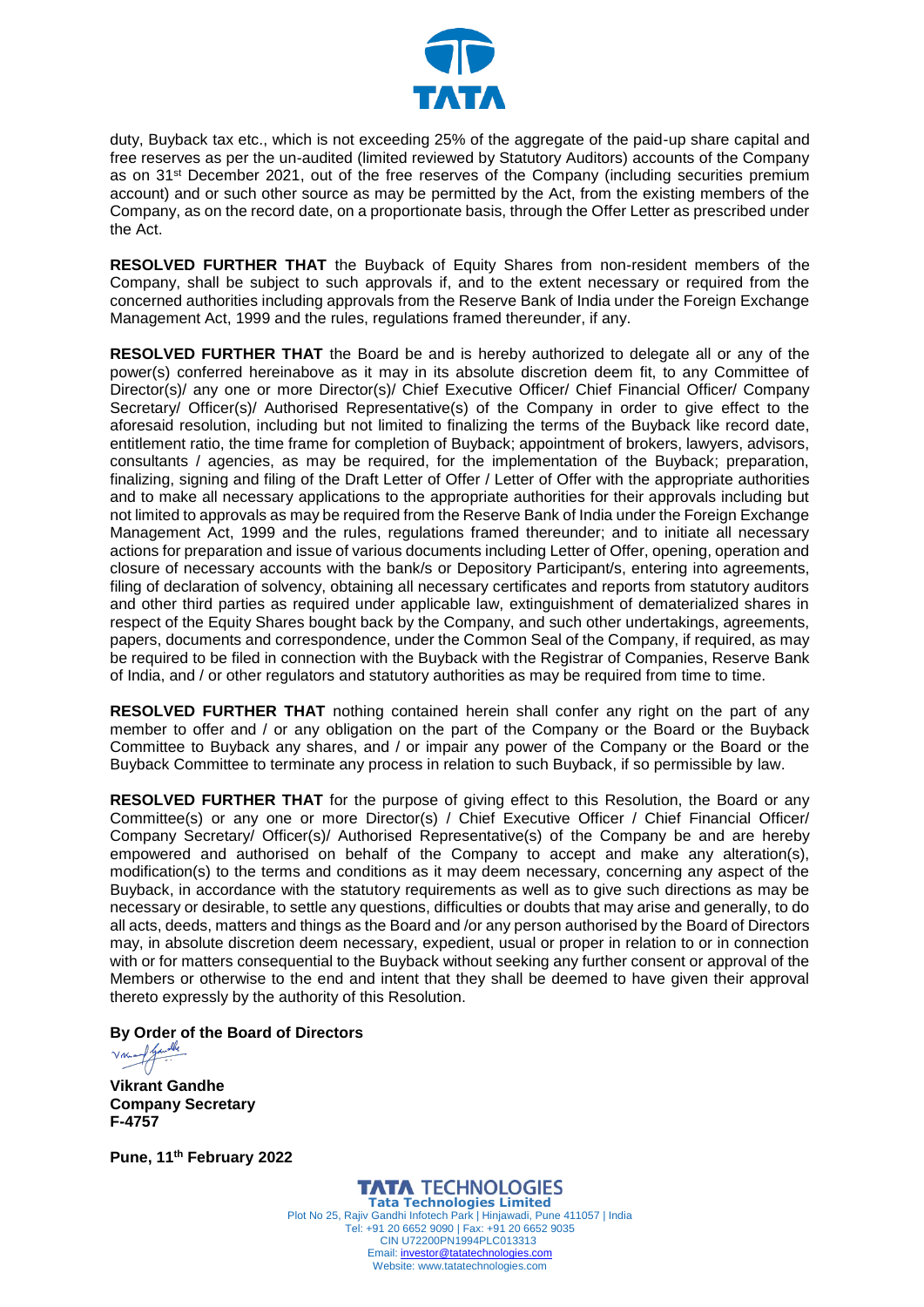duty, Buyback tax etc., which is not exceeding 25% of the aggregate of the paid-up share capital and free reserves as per the un-audited (limited reviewed by Statutory Auditors) accounts of the Company as on 31st December 2021, out of the free reserves of the Company (including securities premium account) and or such other source as may be permitted by the Act, from the existing members of the Company, as on the record date, on a proportionate basis, through the Offer Letter as prescribed under the Act.

**RESOLVED FURTHER THAT** the Buyback of Equity Shares from non-resident members of the Company, shall be subject to such approvals if, and to the extent necessary or required from the concerned authorities including approvals from the Reserve Bank of India under the Foreign Exchange Management Act, 1999 and the rules, regulations framed thereunder, if any.

**RESOLVED FURTHER THAT** the Board be and is hereby authorized to delegate all or any of the power(s) conferred hereinabove as it may in its absolute discretion deem fit, to any Committee of Director(s)/ any one or more Director(s)/ Chief Executive Officer/ Chief Financial Officer/ Company Secretary/ Officer(s)/ Authorised Representative(s) of the Company in order to give effect to the aforesaid resolution, including but not limited to finalizing the terms of the Buyback like record date, entitlement ratio, the time frame for completion of Buyback; appointment of brokers, lawyers, advisors, consultants / agencies, as may be required, for the implementation of the Buyback; preparation, finalizing, signing and filing of the Draft Letter of Offer / Letter of Offer with the appropriate authorities and to make all necessary applications to the appropriate authorities for their approvals including but not limited to approvals as may be required from the Reserve Bank of India under the Foreign Exchange Management Act, 1999 and the rules, regulations framed thereunder; and to initiate all necessary actions for preparation and issue of various documents including Letter of Offer, opening, operation and closure of necessary accounts with the bank/s or Depository Participant/s, entering into agreements, filing of declaration of solvency, obtaining all necessary certificates and reports from statutory auditors and other third parties as required under applicable law, extinguishment of dematerialized shares in respect of the Equity Shares bought back by the Company, and such other undertakings, agreements, papers, documents and correspondence, under the Common Seal of the Company, if required, as may be required to be filed in connection with the Buyback with the Registrar of Companies, Reserve Bank of India, and / or other regulators and statutory authorities as may be required from time to time.

**RESOLVED FURTHER THAT** nothing contained herein shall confer any right on the part of any member to offer and / or any obligation on the part of the Company or the Board or the Buyback Committee to Buyback any shares, and / or impair any power of the Company or the Board or the Buyback Committee to terminate any process in relation to such Buyback, if so permissible by law.

**RESOLVED FURTHER THAT** for the purpose of giving effect to this Resolution, the Board or any Committee(s) or any one or more Director(s) / Chief Executive Officer / Chief Financial Officer/ Company Secretary/ Officer(s)/ Authorised Representative(s) of the Company be and are hereby empowered and authorised on behalf of the Company to accept and make any alteration(s), modification(s) to the terms and conditions as it may deem necessary, concerning any aspect of the Buyback, in accordance with the statutory requirements as well as to give such directions as may be necessary or desirable, to settle any questions, difficulties or doubts that may arise and generally, to do all acts, deeds, matters and things as the Board and /or any person authorised by the Board of Directors may, in absolute discretion deem necessary, expedient, usual or proper in relation to or in connection with or for matters consequential to the Buyback without seeking any further consent or approval of the Members or otherwise to the end and intent that they shall be deemed to have given their approval thereto expressly by the authority of this Resolution.

**By Order of the Board of Directors**

**Vikrant Gandhe**
**Company Secretary**
**F-4757**

**Pune, 11th February 2022**

**TATA TECHNOLOGIES**
**Tata Technologies Limited**
Plot No 25, Rajiv Gandhi Infotech Park | Hinjawadi, Pune 411057 | India
Tel: +91 20 6652 9090 | Fax: +91 20 6652 9035
CIN U72200PN1994PLC013313
Email: investor@tatatechnologies.com
Website: www.tatatechnologies.com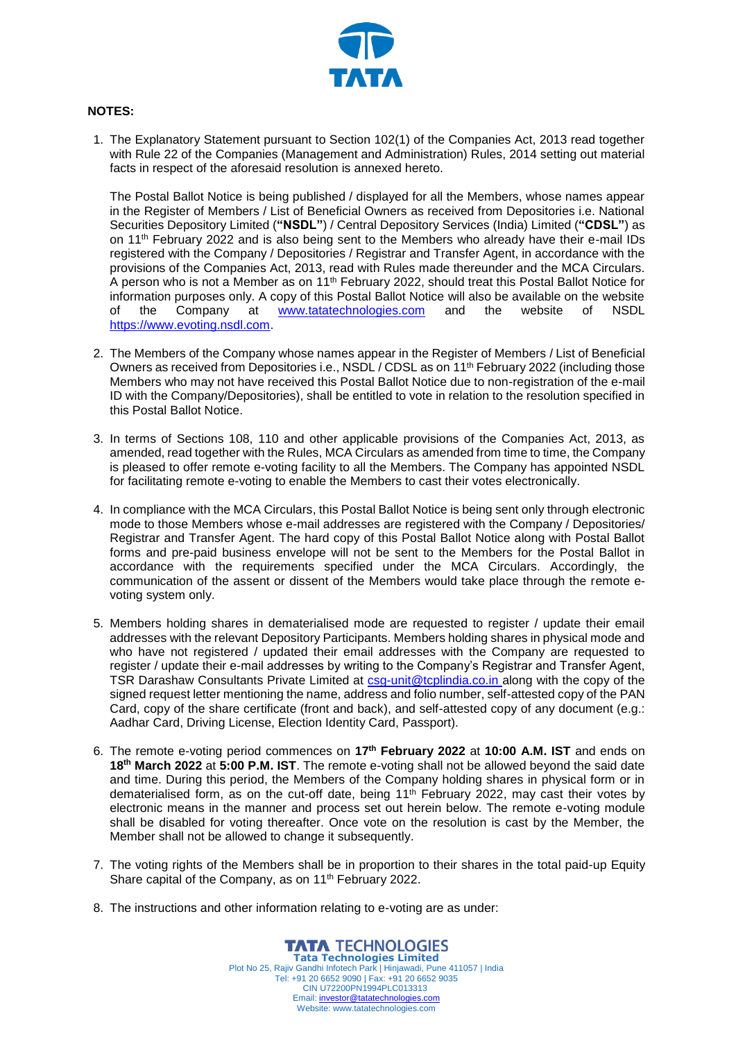**NOTES:**

1. The Explanatory Statement pursuant to Section 102(1) of the Companies Act, 2013 read together with Rule 22 of the Companies (Management and Administration) Rules, 2014 setting out material facts in respect of the aforesaid resolution is annexed hereto.

   The Postal Ballot Notice is being published / displayed for all the Members, whose names appear in the Register of Members / List of Beneficial Owners as received from Depositories i.e. National Securities Depository Limited (**"NSDL"**) / Central Depository Services (India) Limited (**"CDSL"**) as on 11th February 2022 and is also being sent to the Members who already have their e-mail IDs registered with the Company / Depositories / Registrar and Transfer Agent, in accordance with the provisions of the Companies Act, 2013, read with Rules made thereunder and the MCA Circulars. A person who is not a Member as on 11th February 2022, should treat this Postal Ballot Notice for information purposes only. A copy of this Postal Ballot Notice will also be available on the website of the Company at www.tatatechnologies.com and the website of NSDL https://www.evoting.nsdl.com.

2. The Members of the Company whose names appear in the Register of Members / List of Beneficial Owners as received from Depositories i.e., NSDL / CDSL as on 11th February 2022 (including those Members who may not have received this Postal Ballot Notice due to non-registration of the e-mail ID with the Company/Depositories), shall be entitled to vote in relation to the resolution specified in this Postal Ballot Notice.

3. In terms of Sections 108, 110 and other applicable provisions of the Companies Act, 2013, as amended, read together with the Rules, MCA Circulars as amended from time to time, the Company is pleased to offer remote e-voting facility to all the Members. The Company has appointed NSDL for facilitating remote e-voting to enable the Members to cast their votes electronically.

4. In compliance with the MCA Circulars, this Postal Ballot Notice is being sent only through electronic mode to those Members whose e-mail addresses are registered with the Company / Depositories/ Registrar and Transfer Agent. The hard copy of this Postal Ballot Notice along with Postal Ballot forms and pre-paid business envelope will not be sent to the Members for the Postal Ballot in accordance with the requirements specified under the MCA Circulars. Accordingly, the communication of the assent or dissent of the Members would take place through the remote e-voting system only.

5. Members holding shares in dematerialised mode are requested to register / update their email addresses with the relevant Depository Participants. Members holding shares in physical mode and who have not registered / updated their email addresses with the Company are requested to register / update their e-mail addresses by writing to the Company's Registrar and Transfer Agent, TSR Darashaw Consultants Private Limited at csg-unit@tcplindia.co.in along with the copy of the signed request letter mentioning the name, address and folio number, self-attested copy of the PAN Card, copy of the share certificate (front and back), and self-attested copy of any document (e.g.: Aadhar Card, Driving License, Election Identity Card, Passport).

6. The remote e-voting period commences on **17th February 2022** at **10:00 A.M. IST** and ends on **18th March 2022** at **5:00 P.M. IST**. The remote e-voting shall not be allowed beyond the said date and time. During this period, the Members of the Company holding shares in physical form or in dematerialised form, as on the cut-off date, being 11th February 2022, may cast their votes by electronic means in the manner and process set out herein below. The remote e-voting module shall be disabled for voting thereafter. Once vote on the resolution is cast by the Member, the Member shall not be allowed to change it subsequently.

7. The voting rights of the Members shall be in proportion to their shares in the total paid-up Equity Share capital of the Company, as on 11th February 2022.

8. The instructions and other information relating to e-voting are as under: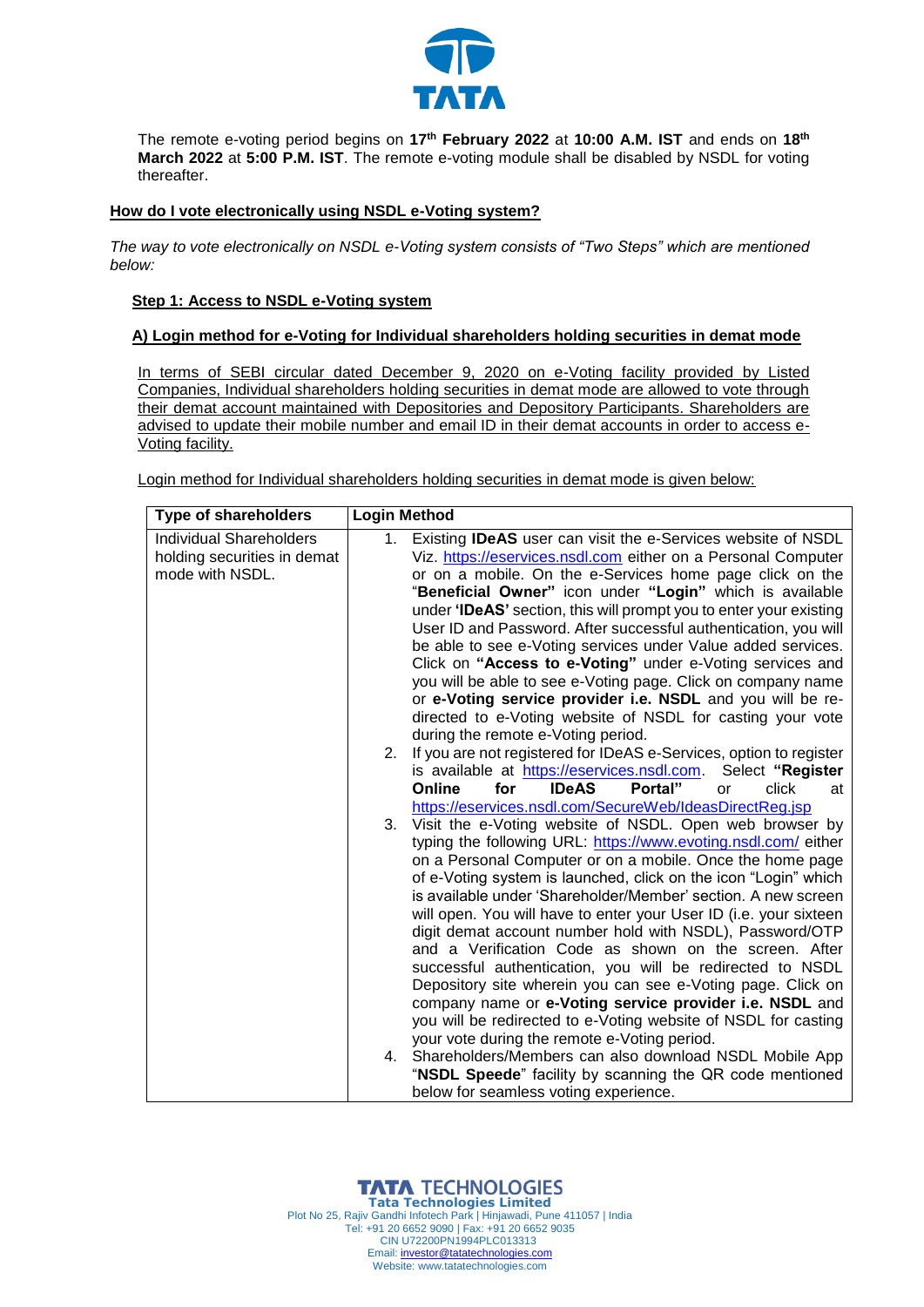The remote e-voting period begins on **17th February 2022** at **10:00 A.M. IST** and ends on **18th March 2022** at **5:00 P.M. IST**. The remote e-voting module shall be disabled by NSDL for voting thereafter.

## How do I vote electronically using NSDL e-Voting system?

*The way to vote electronically on NSDL e-Voting system consists of "Two Steps" which are mentioned below:*

### Step 1: Access to NSDL e-Voting system

#### A) Login method for e-Voting for Individual shareholders holding securities in demat mode

In terms of SEBI circular dated December 9, 2020 on e-Voting facility provided by Listed Companies, Individual shareholders holding securities in demat mode are allowed to vote through their demat account maintained with Depositories and Depository Participants. Shareholders are advised to update their mobile number and email ID in their demat accounts in order to access e-Voting facility.

Login method for Individual shareholders holding securities in demat mode is given below:

| Type of shareholders | Login Method |
|---|---|
| Individual Shareholders holding securities in demat mode with NSDL. | 1. Existing **IDeAS** user can visit the e-Services website of NSDL Viz. https://eservices.nsdl.com either on a Personal Computer or on a mobile. On the e-Services home page click on the "**Beneficial Owner"** icon under **"Login"** which is available under **'IDeAS'** section, this will prompt you to enter your existing User ID and Password. After successful authentication, you will be able to see e-Voting services under Value added services. Click on **"Access to e-Voting"** under e-Voting services and you will be able to see e-Voting page. Click on company name or **e-Voting service provider i.e. NSDL** and you will be re-directed to e-Voting website of NSDL for casting your vote during the remote e-Voting period.<br>2. If you are not registered for IDeAS e-Services, option to register is available at https://eservices.nsdl.com. Select **"Register Online for IDeAS Portal"** or click at https://eservices.nsdl.com/SecureWeb/IdeasDirectReg.jsp<br>3. Visit the e-Voting website of NSDL. Open web browser by typing the following URL: https://www.evoting.nsdl.com/ either on a Personal Computer or on a mobile. Once the home page of e-Voting system is launched, click on the icon "Login" which is available under 'Shareholder/Member' section. A new screen will open. You will have to enter your User ID (i.e. your sixteen digit demat account number hold with NSDL), Password/OTP and a Verification Code as shown on the screen. After successful authentication, you will be redirected to NSDL Depository site wherein you can see e-Voting page. Click on company name or **e-Voting service provider i.e. NSDL** and you will be redirected to e-Voting website of NSDL for casting your vote during the remote e-Voting period.<br>4. Shareholders/Members can also download NSDL Mobile App "**NSDL Speede**" facility by scanning the QR code mentioned below for seamless voting experience. |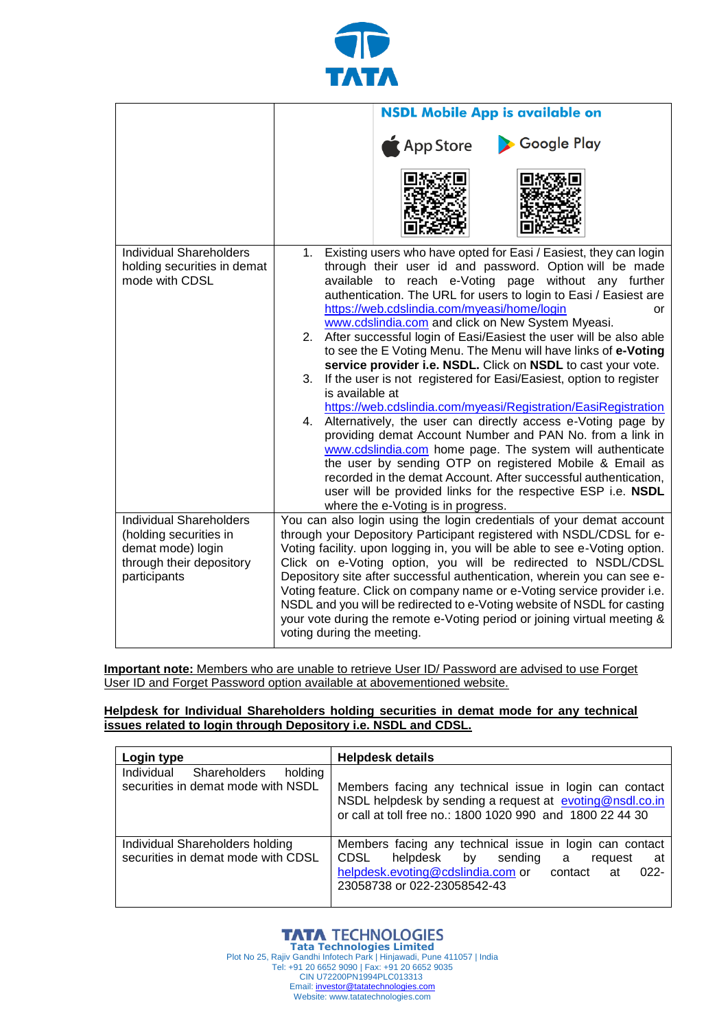| | NSDL Mobile App is available on<br>App Store Google Play |
|---|---|
| Individual Shareholders holding securities in demat mode with CDSL | 1. Existing users who have opted for Easi / Easiest, they can login through their user id and password. Option will be made available to reach e-Voting page without any further authentication. The URL for users to login to Easi / Easiest are https://web.cdslindia.com/myeasi/home/login or www.cdslindia.com and click on New System Myeasi.<br>2. After successful login of Easi/Easiest the user will be also able to see the E Voting Menu. The Menu will have links of **e-Voting service provider i.e. NSDL.** Click on **NSDL** to cast your vote.<br>3. If the user is not registered for Easi/Easiest, option to register is available at https://web.cdslindia.com/myeasi/Registration/EasiRegistration<br>4. Alternatively, the user can directly access e-Voting page by providing demat Account Number and PAN No. from a link in www.cdslindia.com home page. The system will authenticate the user by sending OTP on registered Mobile & Email as recorded in the demat Account. After successful authentication, user will be provided links for the respective ESP i.e. **NSDL** where the e-Voting is in progress. |
| Individual Shareholders (holding securities in demat mode) login through their depository participants | You can also login using the login credentials of your demat account through your Depository Participant registered with NSDL/CDSL for e-Voting facility. upon logging in, you will be able to see e-Voting option. Click on e-Voting option, you will be redirected to NSDL/CDSL Depository site after successful authentication, wherein you can see e-Voting feature. Click on company name or e-Voting service provider i.e. NSDL and you will be redirected to e-Voting website of NSDL for casting your vote during the remote e-Voting period or joining virtual meeting & voting during the meeting. |

**Important note:** Members who are unable to retrieve User ID/ Password are advised to use Forget User ID and Forget Password option available at abovementioned website.

**Helpdesk for Individual Shareholders holding securities in demat mode for any technical issues related to login through Depository i.e. NSDL and CDSL.**

| Login type | Helpdesk details |
|---|---|
| Individual Shareholders holding securities in demat mode with NSDL | Members facing any technical issue in login can contact NSDL helpdesk by sending a request at evoting@nsdl.co.in or call at toll free no.: 1800 1020 990 and 1800 22 44 30 |
| Individual Shareholders holding securities in demat mode with CDSL | Members facing any technical issue in login can contact CDSL helpdesk by sending a request at helpdesk.evoting@cdslindia.com or contact at 022-23058738 or 022-23058542-43 |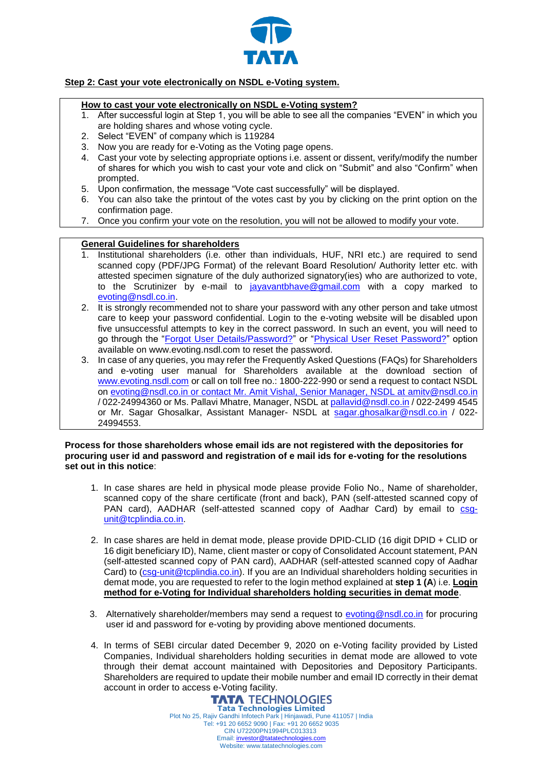**Step 2: Cast your vote electronically on NSDL e-Voting system.**

**How to cast your vote electronically on NSDL e-Voting system?**

1. After successful login at Step 1, you will be able to see all the companies "EVEN" in which you are holding shares and whose voting cycle.
2. Select "EVEN" of company which is 119284
3. Now you are ready for e-Voting as the Voting page opens.
4. Cast your vote by selecting appropriate options i.e. assent or dissent, verify/modify the number of shares for which you wish to cast your vote and click on "Submit" and also "Confirm" when prompted.
5. Upon confirmation, the message "Vote cast successfully" will be displayed.
6. You can also take the printout of the votes cast by you by clicking on the print option on the confirmation page.
7. Once you confirm your vote on the resolution, you will not be allowed to modify your vote.

**General Guidelines for shareholders**

1. Institutional shareholders (i.e. other than individuals, HUF, NRI etc.) are required to send scanned copy (PDF/JPG Format) of the relevant Board Resolution/ Authority letter etc. with attested specimen signature of the duly authorized signatory(ies) who are authorized to vote, to the Scrutinizer by e-mail to jayavantbhave@gmail.com with a copy marked to evoting@nsdl.co.in.
2. It is strongly recommended not to share your password with any other person and take utmost care to keep your password confidential. Login to the e-voting website will be disabled upon five unsuccessful attempts to key in the correct password. In such an event, you will need to go through the "Forgot User Details/Password?" or "Physical User Reset Password?" option available on www.evoting.nsdl.com to reset the password.
3. In case of any queries, you may refer the Frequently Asked Questions (FAQs) for Shareholders and e-voting user manual for Shareholders available at the download section of www.evoting.nsdl.com or call on toll free no.: 1800-222-990 or send a request to contact NSDL on evoting@nsdl.co.in or contact Mr. Amit Vishal, Senior Manager, NSDL at amitv@nsdl.co.in / 022-24994360 or Ms. Pallavi Mhatre, Manager, NSDL at pallavid@nsdl.co.in / 022-2499 4545 or Mr. Sagar Ghosalkar, Assistant Manager- NSDL at sagar.ghosalkar@nsdl.co.in / 022-24994553.

**Process for those shareholders whose email ids are not registered with the depositories for procuring user id and password and registration of e mail ids for e-voting for the resolutions set out in this notice**:

1. In case shares are held in physical mode please provide Folio No., Name of shareholder, scanned copy of the share certificate (front and back), PAN (self-attested scanned copy of PAN card), AADHAR (self-attested scanned copy of Aadhar Card) by email to csg-unit@tcplindia.co.in.

2. In case shares are held in demat mode, please provide DPID-CLID (16 digit DPID + CLID or 16 digit beneficiary ID), Name, client master or copy of Consolidated Account statement, PAN (self-attested scanned copy of PAN card), AADHAR (self-attested scanned copy of Aadhar Card) to (csg-unit@tcplindia.co.in). If you are an Individual shareholders holding securities in demat mode, you are requested to refer to the login method explained at **step 1 (A**) i.e. **Login method for e-Voting for Individual shareholders holding securities in demat mode**.

3. Alternatively shareholder/members may send a request to evoting@nsdl.co.in for procuring user id and password for e-voting by providing above mentioned documents.

4. In terms of SEBI circular dated December 9, 2020 on e-Voting facility provided by Listed Companies, Individual shareholders holding securities in demat mode are allowed to vote through their demat account maintained with Depositories and Depository Participants. Shareholders are required to update their mobile number and email ID correctly in their demat account in order to access e-Voting facility.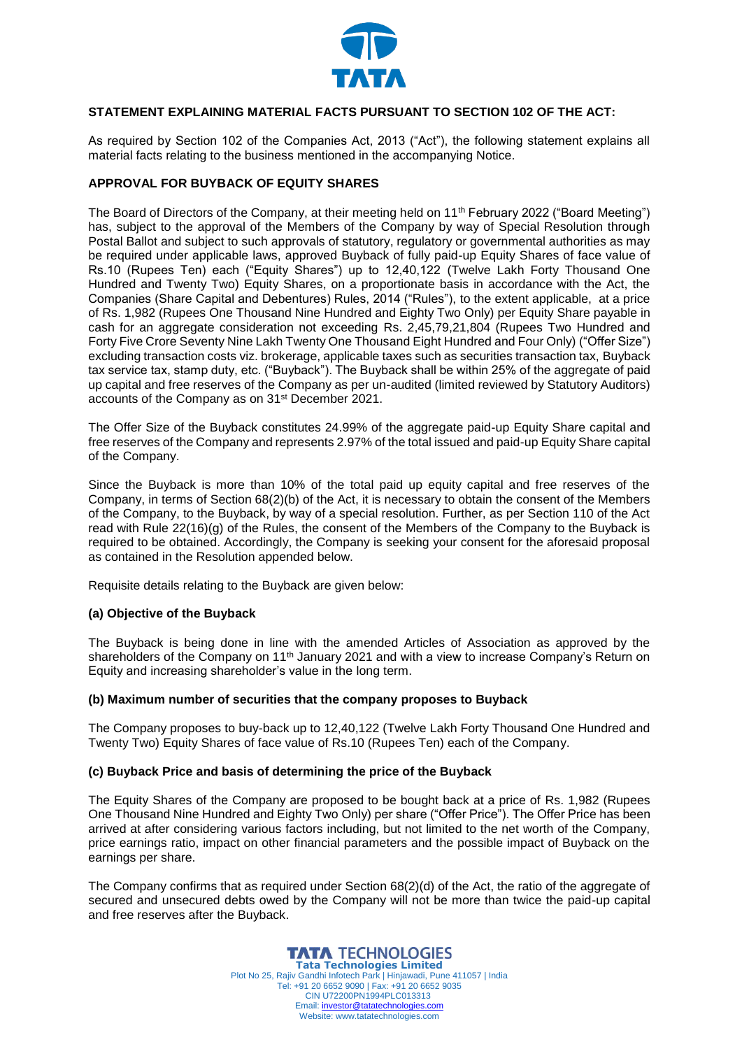## STATEMENT EXPLAINING MATERIAL FACTS PURSUANT TO SECTION 102 OF THE ACT:

As required by Section 102 of the Companies Act, 2013 ("Act"), the following statement explains all material facts relating to the business mentioned in the accompanying Notice.

### APPROVAL FOR BUYBACK OF EQUITY SHARES

The Board of Directors of the Company, at their meeting held on 11th February 2022 ("Board Meeting") has, subject to the approval of the Members of the Company by way of Special Resolution through Postal Ballot and subject to such approvals of statutory, regulatory or governmental authorities as may be required under applicable laws, approved Buyback of fully paid-up Equity Shares of face value of Rs.10 (Rupees Ten) each ("Equity Shares") up to 12,40,122 (Twelve Lakh Forty Thousand One Hundred and Twenty Two) Equity Shares, on a proportionate basis in accordance with the Act, the Companies (Share Capital and Debentures) Rules, 2014 ("Rules"), to the extent applicable, at a price of Rs. 1,982 (Rupees One Thousand Nine Hundred and Eighty Two Only) per Equity Share payable in cash for an aggregate consideration not exceeding Rs. 2,45,79,21,804 (Rupees Two Hundred and Forty Five Crore Seventy Nine Lakh Twenty One Thousand Eight Hundred and Four Only) ("Offer Size") excluding transaction costs viz. brokerage, applicable taxes such as securities transaction tax, Buyback tax service tax, stamp duty, etc. ("Buyback"). The Buyback shall be within 25% of the aggregate of paid up capital and free reserves of the Company as per un-audited (limited reviewed by Statutory Auditors) accounts of the Company as on 31st December 2021.

The Offer Size of the Buyback constitutes 24.99% of the aggregate paid-up Equity Share capital and free reserves of the Company and represents 2.97% of the total issued and paid-up Equity Share capital of the Company.

Since the Buyback is more than 10% of the total paid up equity capital and free reserves of the Company, in terms of Section 68(2)(b) of the Act, it is necessary to obtain the consent of the Members of the Company, to the Buyback, by way of a special resolution. Further, as per Section 110 of the Act read with Rule 22(16)(g) of the Rules, the consent of the Members of the Company to the Buyback is required to be obtained. Accordingly, the Company is seeking your consent for the aforesaid proposal as contained in the Resolution appended below.

Requisite details relating to the Buyback are given below:

#### (a) Objective of the Buyback

The Buyback is being done in line with the amended Articles of Association as approved by the shareholders of the Company on 11th January 2021 and with a view to increase Company's Return on Equity and increasing shareholder's value in the long term.

#### (b) Maximum number of securities that the company proposes to Buyback

The Company proposes to buy-back up to 12,40,122 (Twelve Lakh Forty Thousand One Hundred and Twenty Two) Equity Shares of face value of Rs.10 (Rupees Ten) each of the Company.

#### (c) Buyback Price and basis of determining the price of the Buyback

The Equity Shares of the Company are proposed to be bought back at a price of Rs. 1,982 (Rupees One Thousand Nine Hundred and Eighty Two Only) per share ("Offer Price"). The Offer Price has been arrived at after considering various factors including, but not limited to the net worth of the Company, price earnings ratio, impact on other financial parameters and the possible impact of Buyback on the earnings per share.

The Company confirms that as required under Section 68(2)(d) of the Act, the ratio of the aggregate of secured and unsecured debts owed by the Company will not be more than twice the paid-up capital and free reserves after the Buyback.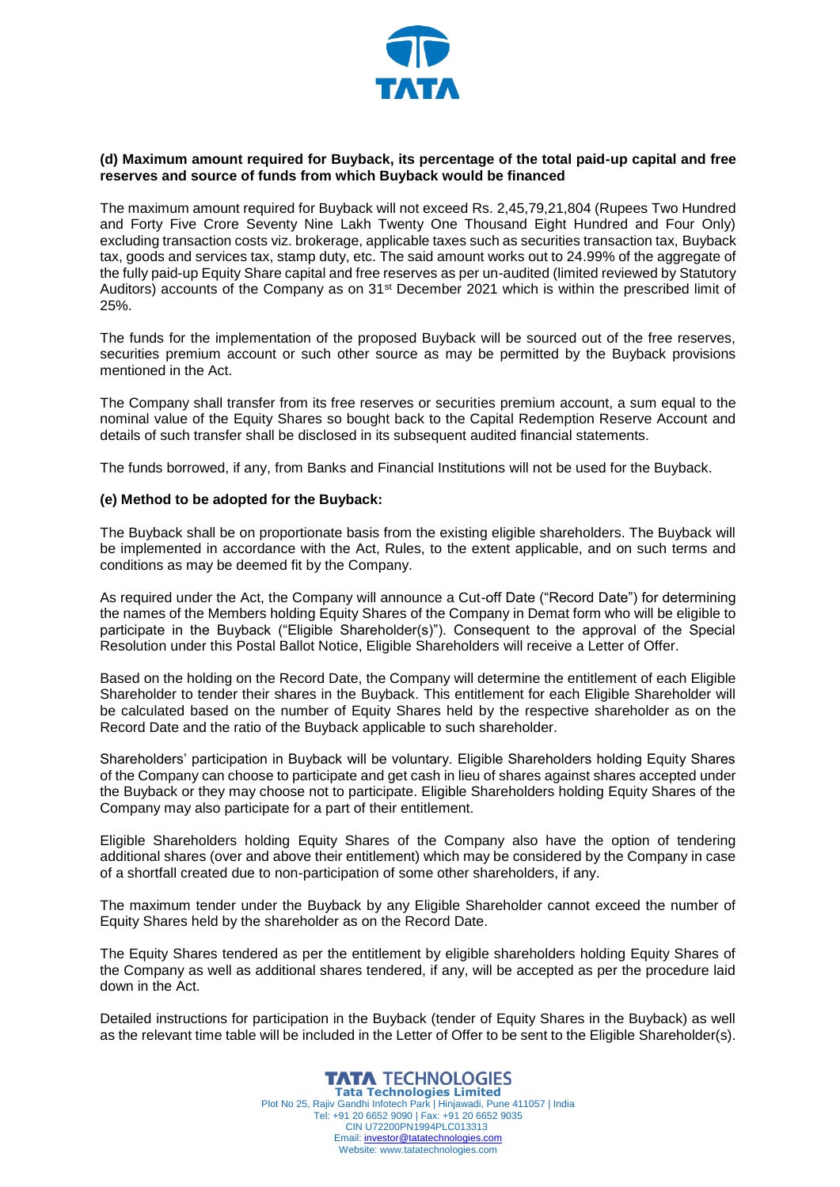**(d) Maximum amount required for Buyback, its percentage of the total paid-up capital and free reserves and source of funds from which Buyback would be financed**

The maximum amount required for Buyback will not exceed Rs. 2,45,79,21,804 (Rupees Two Hundred and Forty Five Crore Seventy Nine Lakh Twenty One Thousand Eight Hundred and Four Only) excluding transaction costs viz. brokerage, applicable taxes such as securities transaction tax, Buyback tax, goods and services tax, stamp duty, etc. The said amount works out to 24.99% of the aggregate of the fully paid-up Equity Share capital and free reserves as per un-audited (limited reviewed by Statutory Auditors) accounts of the Company as on 31st December 2021 which is within the prescribed limit of 25%.

The funds for the implementation of the proposed Buyback will be sourced out of the free reserves, securities premium account or such other source as may be permitted by the Buyback provisions mentioned in the Act.

The Company shall transfer from its free reserves or securities premium account, a sum equal to the nominal value of the Equity Shares so bought back to the Capital Redemption Reserve Account and details of such transfer shall be disclosed in its subsequent audited financial statements.

The funds borrowed, if any, from Banks and Financial Institutions will not be used for the Buyback.

**(e) Method to be adopted for the Buyback:**

The Buyback shall be on proportionate basis from the existing eligible shareholders. The Buyback will be implemented in accordance with the Act, Rules, to the extent applicable, and on such terms and conditions as may be deemed fit by the Company.

As required under the Act, the Company will announce a Cut-off Date ("Record Date") for determining the names of the Members holding Equity Shares of the Company in Demat form who will be eligible to participate in the Buyback ("Eligible Shareholder(s)"). Consequent to the approval of the Special Resolution under this Postal Ballot Notice, Eligible Shareholders will receive a Letter of Offer.

Based on the holding on the Record Date, the Company will determine the entitlement of each Eligible Shareholder to tender their shares in the Buyback. This entitlement for each Eligible Shareholder will be calculated based on the number of Equity Shares held by the respective shareholder as on the Record Date and the ratio of the Buyback applicable to such shareholder.

Shareholders' participation in Buyback will be voluntary. Eligible Shareholders holding Equity Shares of the Company can choose to participate and get cash in lieu of shares against shares accepted under the Buyback or they may choose not to participate. Eligible Shareholders holding Equity Shares of the Company may also participate for a part of their entitlement.

Eligible Shareholders holding Equity Shares of the Company also have the option of tendering additional shares (over and above their entitlement) which may be considered by the Company in case of a shortfall created due to non-participation of some other shareholders, if any.

The maximum tender under the Buyback by any Eligible Shareholder cannot exceed the number of Equity Shares held by the shareholder as on the Record Date.

The Equity Shares tendered as per the entitlement by eligible shareholders holding Equity Shares of the Company as well as additional shares tendered, if any, will be accepted as per the procedure laid down in the Act.

Detailed instructions for participation in the Buyback (tender of Equity Shares in the Buyback) as well as the relevant time table will be included in the Letter of Offer to be sent to the Eligible Shareholder(s).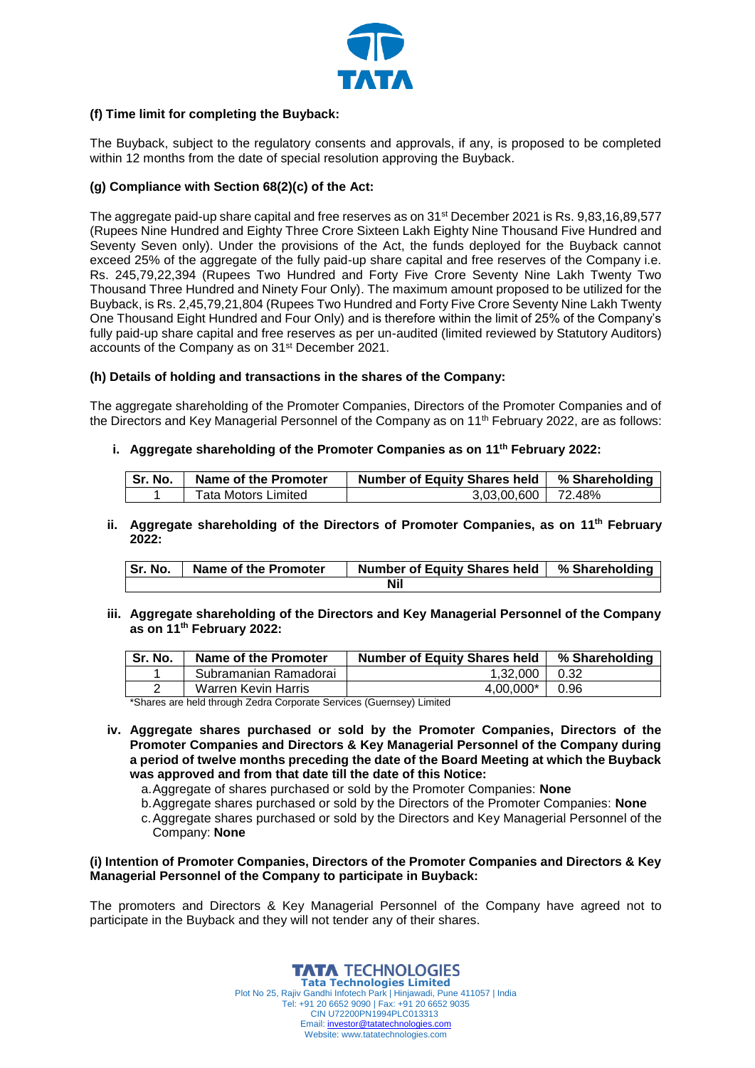**(f) Time limit for completing the Buyback:**

The Buyback, subject to the regulatory consents and approvals, if any, is proposed to be completed within 12 months from the date of special resolution approving the Buyback.

**(g) Compliance with Section 68(2)(c) of the Act:**

The aggregate paid-up share capital and free reserves as on 31st December 2021 is Rs. 9,83,16,89,577 (Rupees Nine Hundred and Eighty Three Crore Sixteen Lakh Eighty Nine Thousand Five Hundred and Seventy Seven only). Under the provisions of the Act, the funds deployed for the Buyback cannot exceed 25% of the aggregate of the fully paid-up share capital and free reserves of the Company i.e. Rs. 245,79,22,394 (Rupees Two Hundred and Forty Five Crore Seventy Nine Lakh Twenty Two Thousand Three Hundred and Ninety Four Only). The maximum amount proposed to be utilized for the Buyback, is Rs. 2,45,79,21,804 (Rupees Two Hundred and Forty Five Crore Seventy Nine Lakh Twenty One Thousand Eight Hundred and Four Only) and is therefore within the limit of 25% of the Company's fully paid-up share capital and free reserves as per un-audited (limited reviewed by Statutory Auditors) accounts of the Company as on 31st December 2021.

**(h) Details of holding and transactions in the shares of the Company:**

The aggregate shareholding of the Promoter Companies, Directors of the Promoter Companies and of the Directors and Key Managerial Personnel of the Company as on 11th February 2022, are as follows:

**i. Aggregate shareholding of the Promoter Companies as on 11th February 2022:**

| Sr. No. | Name of the Promoter | Number of Equity Shares held | % Shareholding |
|---|---|---|---|
| 1 | Tata Motors Limited | 3,03,00,600 | 72.48% |

**ii. Aggregate shareholding of the Directors of Promoter Companies, as on 11th February 2022:**

| Sr. No. | Name of the Promoter | Number of Equity Shares held | % Shareholding |
|---|---|---|---|
| | | Nil | |

**iii. Aggregate shareholding of the Directors and Key Managerial Personnel of the Company as on 11th February 2022:**

| Sr. No. | Name of the Promoter | Number of Equity Shares held | % Shareholding |
|---|---|---|---|
| 1 | Subramanian Ramadorai | 1,32,000 | 0.32 |
| 2 | Warren Kevin Harris | 4,00,000* | 0.96 |

*Shares are held through Zedra Corporate Services (Guernsey) Limited

**iv. Aggregate shares purchased or sold by the Promoter Companies, Directors of the Promoter Companies and Directors & Key Managerial Personnel of the Company during a period of twelve months preceding the date of the Board Meeting at which the Buyback was approved and from that date till the date of this Notice:**

a. Aggregate of shares purchased or sold by the Promoter Companies: **None**
b. Aggregate shares purchased or sold by the Directors of the Promoter Companies: **None**
c. Aggregate shares purchased or sold by the Directors and Key Managerial Personnel of the Company: **None**

**(i) Intention of Promoter Companies, Directors of the Promoter Companies and Directors & Key Managerial Personnel of the Company to participate in Buyback:**

The promoters and Directors & Key Managerial Personnel of the Company have agreed not to participate in the Buyback and they will not tender any of their shares.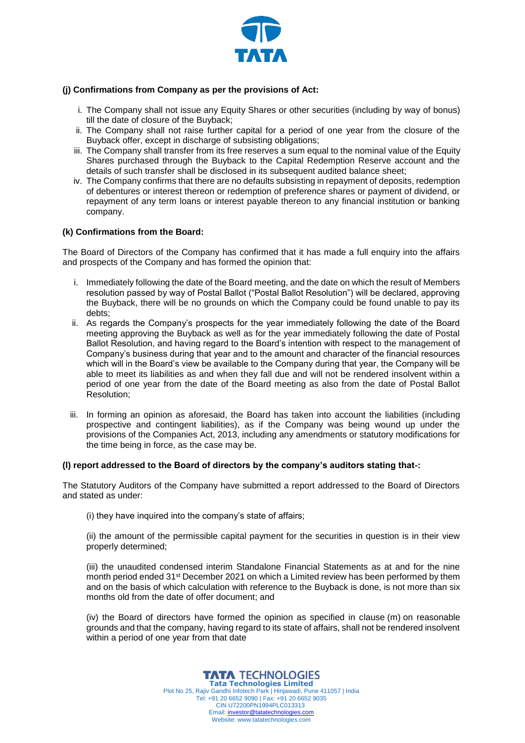**(j) Confirmations from Company as per the provisions of Act:**

i. The Company shall not issue any Equity Shares or other securities (including by way of bonus) till the date of closure of the Buyback;
ii. The Company shall not raise further capital for a period of one year from the closure of the Buyback offer, except in discharge of subsisting obligations;
iii. The Company shall transfer from its free reserves a sum equal to the nominal value of the Equity Shares purchased through the Buyback to the Capital Redemption Reserve account and the details of such transfer shall be disclosed in its subsequent audited balance sheet;
iv. The Company confirms that there are no defaults subsisting in repayment of deposits, redemption of debentures or interest thereon or redemption of preference shares or payment of dividend, or repayment of any term loans or interest payable thereon to any financial institution or banking company.

**(k) Confirmations from the Board:**

The Board of Directors of the Company has confirmed that it has made a full enquiry into the affairs and prospects of the Company and has formed the opinion that:

i. Immediately following the date of the Board meeting, and the date on which the result of Members resolution passed by way of Postal Ballot ("Postal Ballot Resolution") will be declared, approving the Buyback, there will be no grounds on which the Company could be found unable to pay its debts;
ii. As regards the Company's prospects for the year immediately following the date of the Board meeting approving the Buyback as well as for the year immediately following the date of Postal Ballot Resolution, and having regard to the Board's intention with respect to the management of Company's business during that year and to the amount and character of the financial resources which will in the Board's view be available to the Company during that year, the Company will be able to meet its liabilities as and when they fall due and will not be rendered insolvent within a period of one year from the date of the Board meeting as also from the date of Postal Ballot Resolution;
iii. In forming an opinion as aforesaid, the Board has taken into account the liabilities (including prospective and contingent liabilities), as if the Company was being wound up under the provisions of the Companies Act, 2013, including any amendments or statutory modifications for the time being in force, as the case may be.

**(l) report addressed to the Board of directors by the company's auditors stating that-:**

The Statutory Auditors of the Company have submitted a report addressed to the Board of Directors and stated as under:

(i) they have inquired into the company's state of affairs;

(ii) the amount of the permissible capital payment for the securities in question is in their view properly determined;

(iii) the unaudited condensed interim Standalone Financial Statements as at and for the nine month period ended 31st December 2021 on which a Limited review has been performed by them and on the basis of which calculation with reference to the Buyback is done, is not more than six months old from the date of offer document; and

(iv) the Board of directors have formed the opinion as specified in clause (m) on reasonable grounds and that the company, having regard to its state of affairs, shall not be rendered insolvent within a period of one year from that date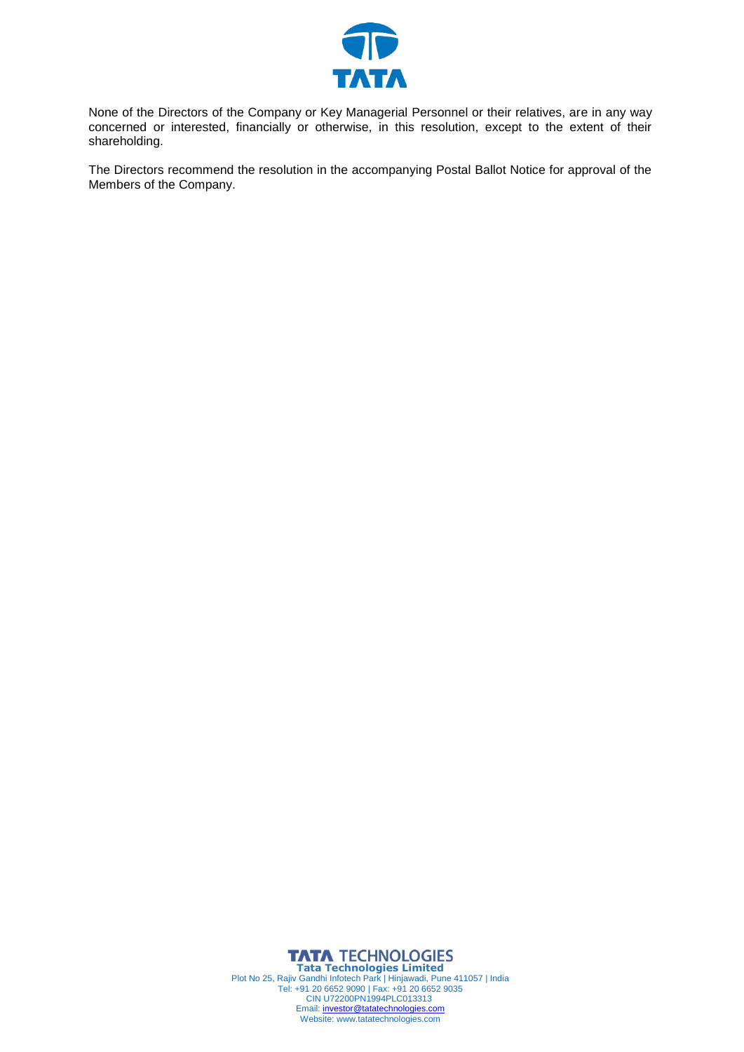None of the Directors of the Company or Key Managerial Personnel or their relatives, are in any way concerned or interested, financially or otherwise, in this resolution, except to the extent of their shareholding.

The Directors recommend the resolution in the accompanying Postal Ballot Notice for approval of the Members of the Company.